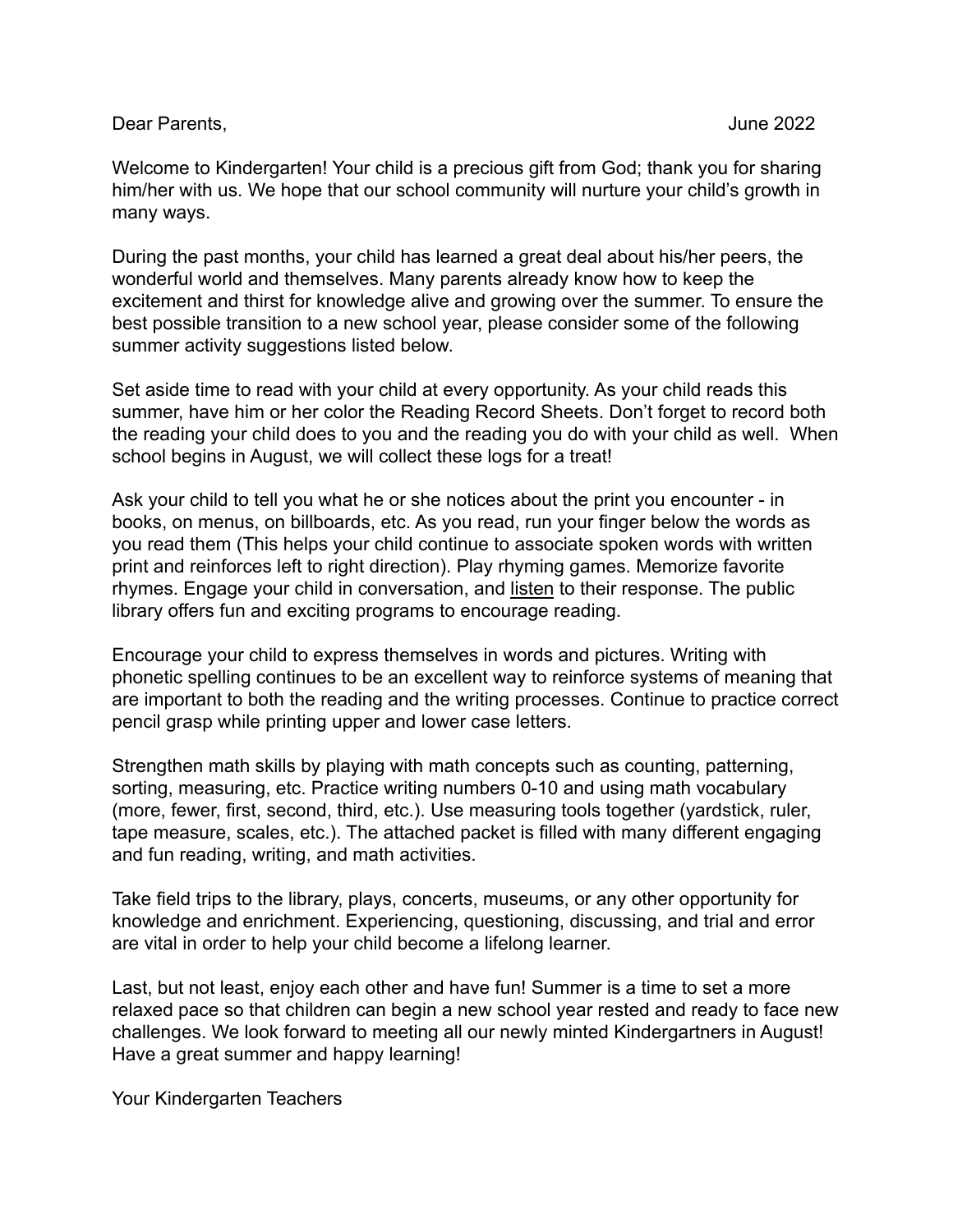Dear Parents, June 2022

Welcome to Kindergarten! Your child is a precious gift from God; thank you for sharing him/her with us. We hope that our school community will nurture your child's growth in many ways.

During the past months, your child has learned a great deal about his/her peers, the wonderful world and themselves. Many parents already know how to keep the excitement and thirst for knowledge alive and growing over the summer. To ensure the best possible transition to a new school year, please consider some of the following summer activity suggestions listed below.

Set aside time to read with your child at every opportunity. As your child reads this summer, have him or her color the Reading Record Sheets. Don't forget to record both the reading your child does to you and the reading you do with your child as well. When school begins in August, we will collect these logs for a treat!

Ask your child to tell you what he or she notices about the print you encounter - in books, on menus, on billboards, etc. As you read, run your finger below the words as you read them (This helps your child continue to associate spoken words with written print and reinforces left to right direction). Play rhyming games. Memorize favorite rhymes. Engage your child in conversation, and <u>listen</u> to their response. The public library offers fun and exciting programs to encourage reading.

Encourage your child to express themselves in words and pictures. Writing with phonetic spelling continues to be an excellent way to reinforce systems of meaning that are important to both the reading and the writing processes. Continue to practice correct pencil grasp while printing upper and lower case letters.

Strengthen math skills by playing with math concepts such as counting, patterning, sorting, measuring, etc. Practice writing numbers 0-10 and using math vocabulary (more, fewer, first, second, third, etc.). Use measuring tools together (yardstick, ruler, tape measure, scales, etc.). The attached packet is filled with many different engaging and fun reading, writing, and math activities.

Take field trips to the library, plays, concerts, museums, or any other opportunity for knowledge and enrichment. Experiencing, questioning, discussing, and trial and error are vital in order to help your child become a lifelong learner.

Last, but not least, enjoy each other and have fun! Summer is a time to set a more relaxed pace so that children can begin a new school year rested and ready to face new challenges. We look forward to meeting all our newly minted Kindergartners in August! Have a great summer and happy learning!

Your Kindergarten Teachers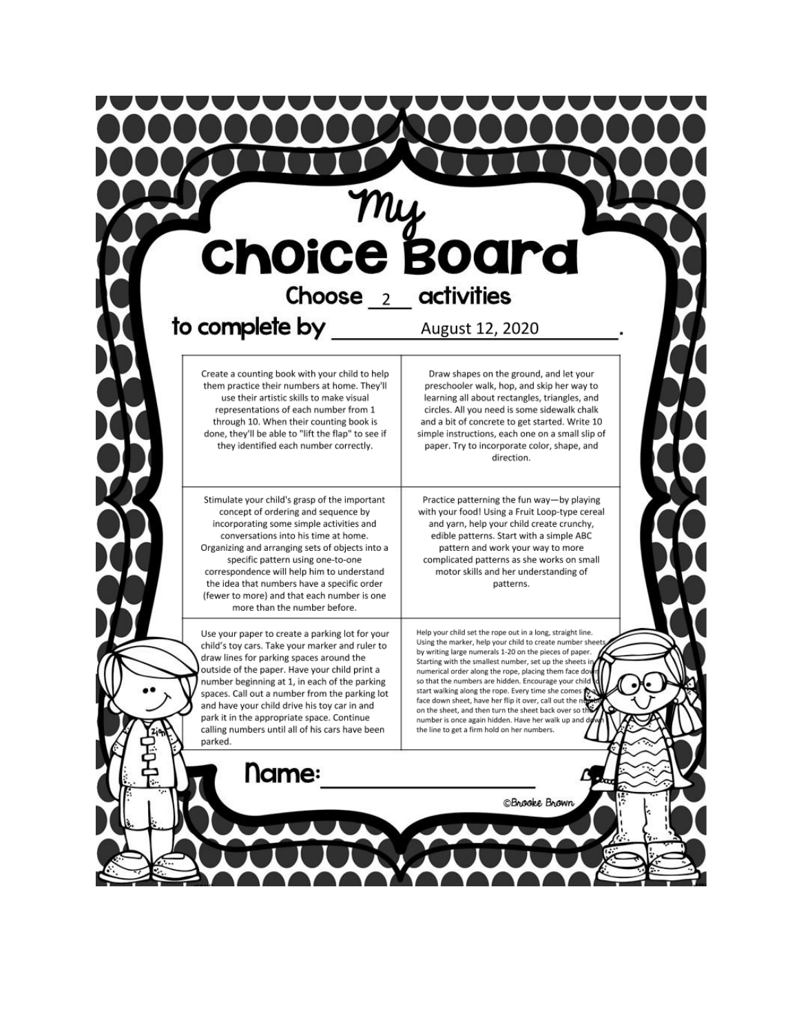# My Choice Board

Choose 2 activities

to complete by August 12, 2020.

| | |
|---|---|
| Create a counting book with your child to help them practice their numbers at home. They'll use their artistic skills to make visual representations of each number from 1 through 10. When their counting book is done, they'll be able to "lift the flap" to see if they identified each number correctly. | Draw shapes on the ground, and let your preschooler walk, hop, and skip her way to learning all about rectangles, triangles, and circles. All you need is some sidewalk chalk and a bit of concrete to get started. Write 10 simple instructions, each one on a small slip of paper. Try to incorporate color, shape, and direction. |
| Stimulate your child's grasp of the important concept of ordering and sequence by incorporating some simple activities and conversations into his time at home. Organizing and arranging sets of objects into a specific pattern using one-to-one correspondence will help him to understand the idea that numbers have a specific order (fewer to more) and that each number is one more than the number before. | Practice patterning the fun way—by playing with your food! Using a Fruit Loop-type cereal and yarn, help your child create crunchy, edible patterns. Start with a simple ABC pattern and work your way to more complicated patterns as she works on small motor skills and her understanding of patterns. |
| Use your paper to create a parking lot for your child's toy cars. Take your marker and ruler to draw lines for parking spaces around the outside of the paper. Have your child print a number beginning at 1, in each of the parking spaces. Call out a number from the parking lot and have your child drive his toy car in and park it in the appropriate space. Continue calling numbers until all of his cars have been parked. | Help your child set the rope out in a long, straight line. Using the marker, help your child to create number sheets by writing large numerals 1-20 on the pieces of paper. Starting with the smallest number, set up the sheets in numerical order along the rope, placing them face down so that the numbers are hidden. Encourage your child to start walking along the rope. Every time she comes to a face down sheet, have her flip it over, call out the number on the sheet, and then turn the sheet back over so the number is once again hidden. Have her walk up and down the line to get a firm hold on her numbers. |

Name: ____________________

©Brooke Brown